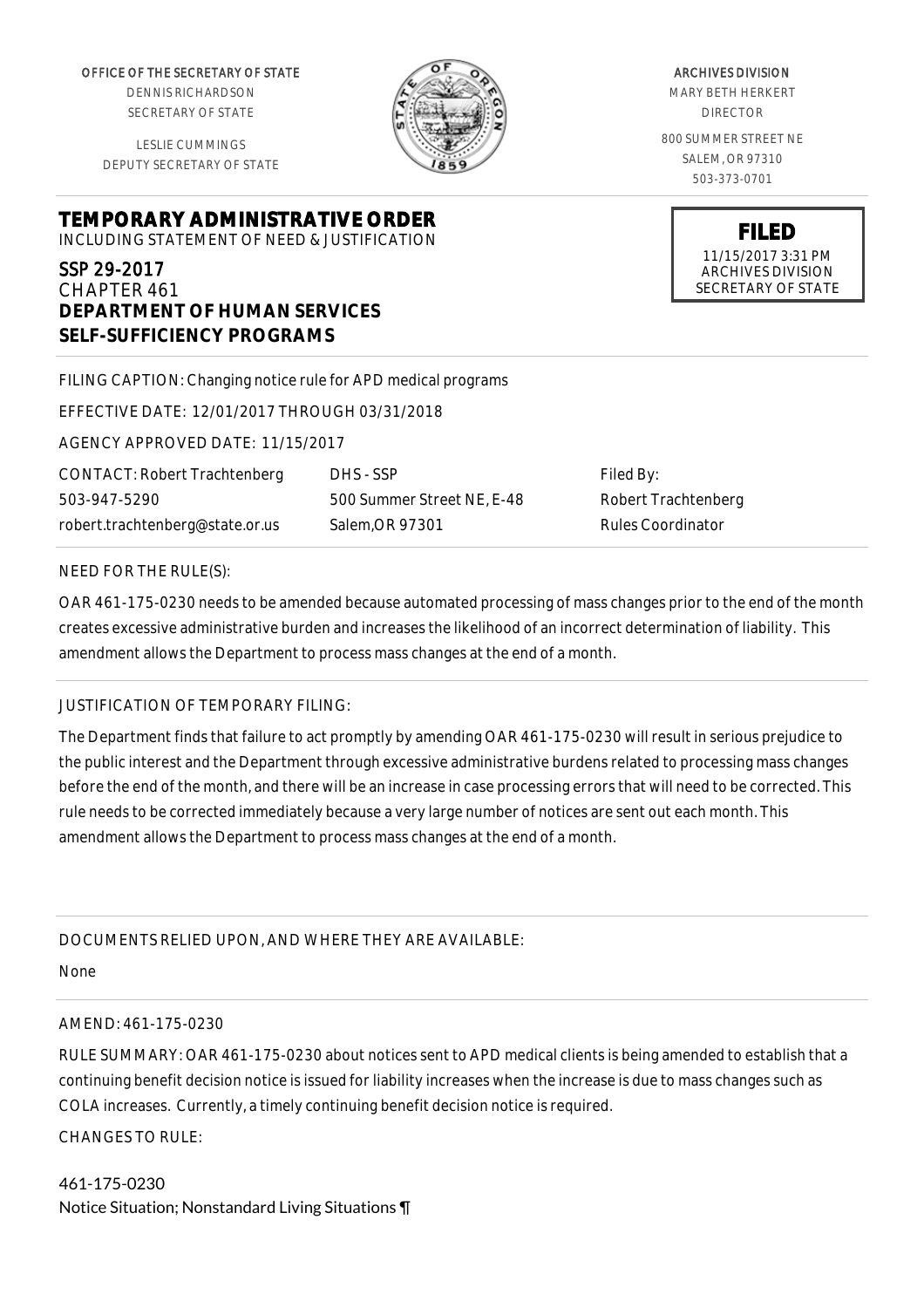OFFICE OF THE SECRETARY OF STATE
DENNIS RICHARDSON
SECRETARY OF STATE

LESLIE CUMMINGS
DEPUTY SECRETARY OF STATE

ARCHIVES DIVISION
MARY BETH HERKERT
DIRECTOR

800 SUMMER STREET NE
SALEM, OR 97310
503-373-0701

**FILED**
11/15/2017 3:31 PM
ARCHIVES DIVISION
SECRETARY OF STATE

# TEMPORARY ADMINISTRATIVE ORDER

INCLUDING STATEMENT OF NEED & JUSTIFICATION

## SSP 29-2017

CHAPTER 461

**DEPARTMENT OF HUMAN SERVICES**

**SELF-SUFFICIENCY PROGRAMS**

FILING CAPTION: Changing notice rule for APD medical programs

EFFECTIVE DATE: 12/01/2017 THROUGH 03/31/2018

AGENCY APPROVED DATE: 11/15/2017

CONTACT: Robert Trachtenberg
503-947-5290
robert.trachtenberg@state.or.us

DHS - SSP
500 Summer Street NE, E-48
Salem,OR 97301

Filed By:
Robert Trachtenberg
Rules Coordinator

NEED FOR THE RULE(S):

OAR 461-175-0230 needs to be amended because automated processing of mass changes prior to the end of the month creates excessive administrative burden and increases the likelihood of an incorrect determination of liability. This amendment allows the Department to process mass changes at the end of a month.

JUSTIFICATION OF TEMPORARY FILING:

The Department finds that failure to act promptly by amending OAR 461-175-0230 will result in serious prejudice to the public interest and the Department through excessive administrative burdens related to processing mass changes before the end of the month, and there will be an increase in case processing errors that will need to be corrected. This rule needs to be corrected immediately because a very large number of notices are sent out each month. This amendment allows the Department to process mass changes at the end of a month.

DOCUMENTS RELIED UPON, AND WHERE THEY ARE AVAILABLE:

None

AMEND: 461-175-0230

RULE SUMMARY: OAR 461-175-0230 about notices sent to APD medical clients is being amended to establish that a continuing benefit decision notice is issued for liability increases when the increase is due to mass changes such as COLA increases. Currently, a timely continuing benefit decision notice is required.

CHANGES TO RULE:

461-175-0230
Notice Situation; Nonstandard Living Situations ¶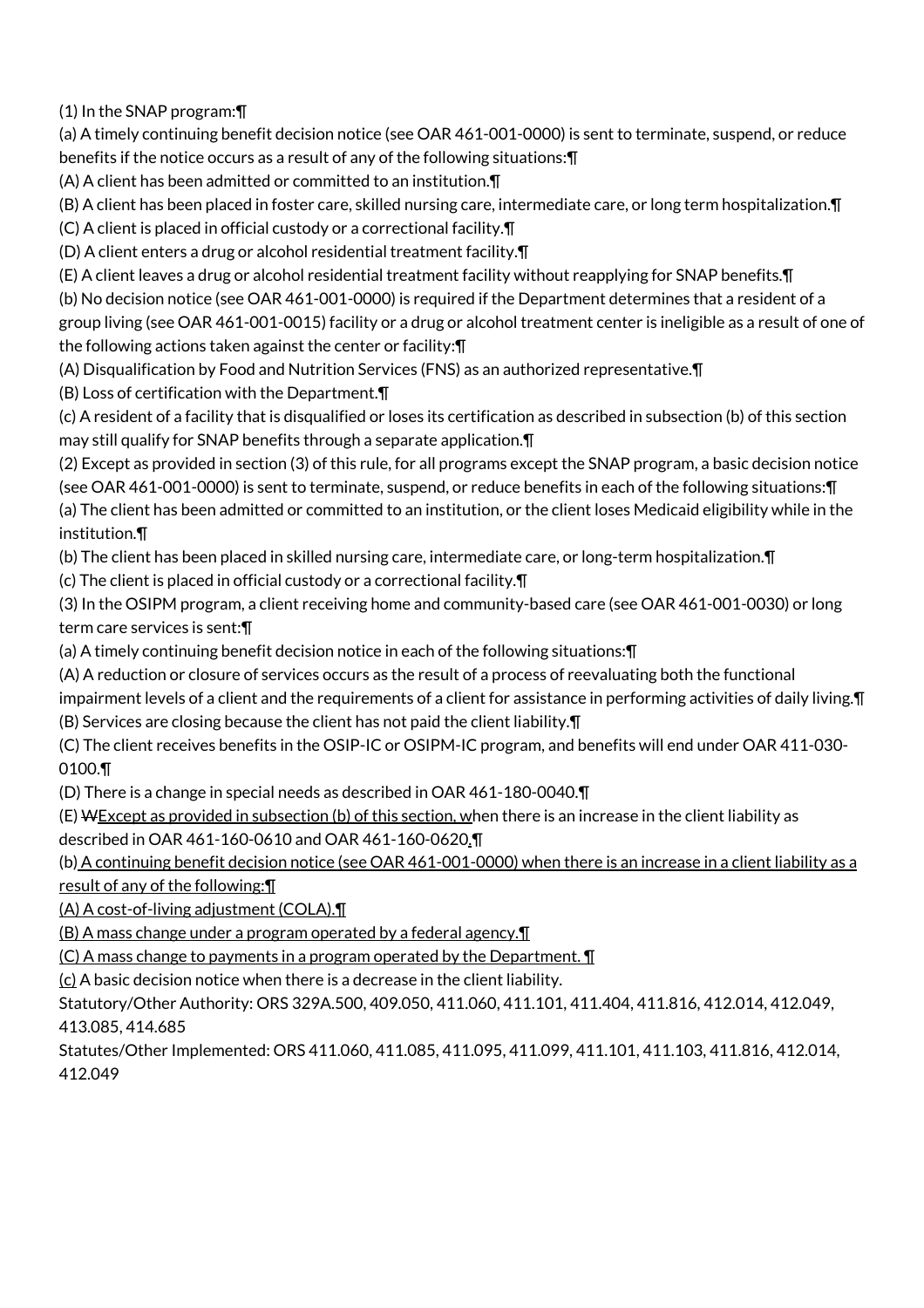(1) In the SNAP program:¶

(a) A timely continuing benefit decision notice (see OAR 461-001-0000) is sent to terminate, suspend, or reduce benefits if the notice occurs as a result of any of the following situations:¶

(A) A client has been admitted or committed to an institution.¶

(B) A client has been placed in foster care, skilled nursing care, intermediate care, or long term hospitalization.¶

(C) A client is placed in official custody or a correctional facility.¶

(D) A client enters a drug or alcohol residential treatment facility.¶

(E) A client leaves a drug or alcohol residential treatment facility without reapplying for SNAP benefits.¶

(b) No decision notice (see OAR 461-001-0000) is required if the Department determines that a resident of a group living (see OAR 461-001-0015) facility or a drug or alcohol treatment center is ineligible as a result of one of the following actions taken against the center or facility:¶

(A) Disqualification by Food and Nutrition Services (FNS) as an authorized representative.¶

(B) Loss of certification with the Department.¶

(c) A resident of a facility that is disqualified or loses its certification as described in subsection (b) of this section may still qualify for SNAP benefits through a separate application.¶

(2) Except as provided in section (3) of this rule, for all programs except the SNAP program, a basic decision notice (see OAR 461-001-0000) is sent to terminate, suspend, or reduce benefits in each of the following situations:¶

(a) The client has been admitted or committed to an institution, or the client loses Medicaid eligibility while in the institution.¶

(b) The client has been placed in skilled nursing care, intermediate care, or long-term hospitalization.¶

(c) The client is placed in official custody or a correctional facility.¶

(3) In the OSIPM program, a client receiving home and community-based care (see OAR 461-001-0030) or long term care services is sent:¶

(a) A timely continuing benefit decision notice in each of the following situations:¶

(A) A reduction or closure of services occurs as the result of a process of reevaluating both the functional impairment levels of a client and the requirements of a client for assistance in performing activities of daily living.¶

(B) Services are closing because the client has not paid the client liability.¶

(C) The client receives benefits in the OSIP-IC or OSIPM-IC program, and benefits will end under OAR 411-030-0100.¶

(D) There is a change in special needs as described in OAR 461-180-0040.¶

(E) ~~W~~<u>Except as provided in subsection (b) of this section, w</u>hen there is an increase in the client liability as described in OAR 461-160-0610 and OAR 461-160-0620<u>.</u>¶

<u>(b) A continuing benefit decision notice (see OAR 461-001-0000) when there is an increase in a client liability as a result of any of the following:¶</u>

<u>(A) A cost-of-living adjustment (COLA).¶</u>

<u>(B) A mass change under a program operated by a federal agency.¶</u>

<u>(C) A mass change to payments in a program operated by the Department. ¶</u>

<u>(c)</u> A basic decision notice when there is a decrease in the client liability.

Statutory/Other Authority: ORS 329A.500, 409.050, 411.060, 411.101, 411.404, 411.816, 412.014, 412.049, 413.085, 414.685

Statutes/Other Implemented: ORS 411.060, 411.085, 411.095, 411.099, 411.101, 411.103, 411.816, 412.014, 412.049